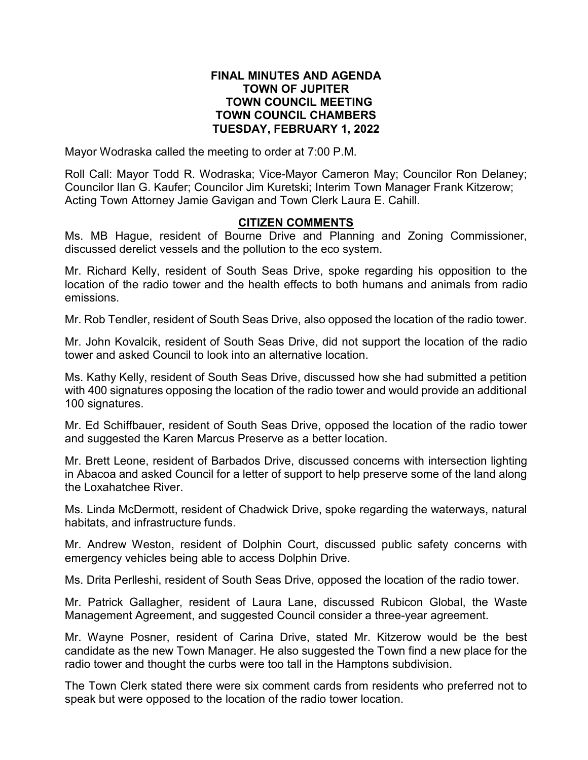# FINAL MINUTES AND AGENDA
# TOWN OF JUPITER
# TOWN COUNCIL MEETING
# TOWN COUNCIL CHAMBERS
# TUESDAY, FEBRUARY 1, 2022

Mayor Wodraska called the meeting to order at 7:00 P.M.

Roll Call: Mayor Todd R. Wodraska; Vice-Mayor Cameron May; Councilor Ron Delaney; Councilor Ilan G. Kaufer; Councilor Jim Kuretski; Interim Town Manager Frank Kitzerow; Acting Town Attorney Jamie Gavigan and Town Clerk Laura E. Cahill.

## CITIZEN COMMENTS

Ms. MB Hague, resident of Bourne Drive and Planning and Zoning Commissioner, discussed derelict vessels and the pollution to the eco system.

Mr. Richard Kelly, resident of South Seas Drive, spoke regarding his opposition to the location of the radio tower and the health effects to both humans and animals from radio emissions.

Mr. Rob Tendler, resident of South Seas Drive, also opposed the location of the radio tower.

Mr. John Kovalcik, resident of South Seas Drive, did not support the location of the radio tower and asked Council to look into an alternative location.

Ms. Kathy Kelly, resident of South Seas Drive, discussed how she had submitted a petition with 400 signatures opposing the location of the radio tower and would provide an additional 100 signatures.

Mr. Ed Schiffbauer, resident of South Seas Drive, opposed the location of the radio tower and suggested the Karen Marcus Preserve as a better location.

Mr. Brett Leone, resident of Barbados Drive, discussed concerns with intersection lighting in Abacoa and asked Council for a letter of support to help preserve some of the land along the Loxahatchee River.

Ms. Linda McDermott, resident of Chadwick Drive, spoke regarding the waterways, natural habitats, and infrastructure funds.

Mr. Andrew Weston, resident of Dolphin Court, discussed public safety concerns with emergency vehicles being able to access Dolphin Drive.

Ms. Drita Perlleshi, resident of South Seas Drive, opposed the location of the radio tower.

Mr. Patrick Gallagher, resident of Laura Lane, discussed Rubicon Global, the Waste Management Agreement, and suggested Council consider a three-year agreement.

Mr. Wayne Posner, resident of Carina Drive, stated Mr. Kitzerow would be the best candidate as the new Town Manager. He also suggested the Town find a new place for the radio tower and thought the curbs were too tall in the Hamptons subdivision.

The Town Clerk stated there were six comment cards from residents who preferred not to speak but were opposed to the location of the radio tower location.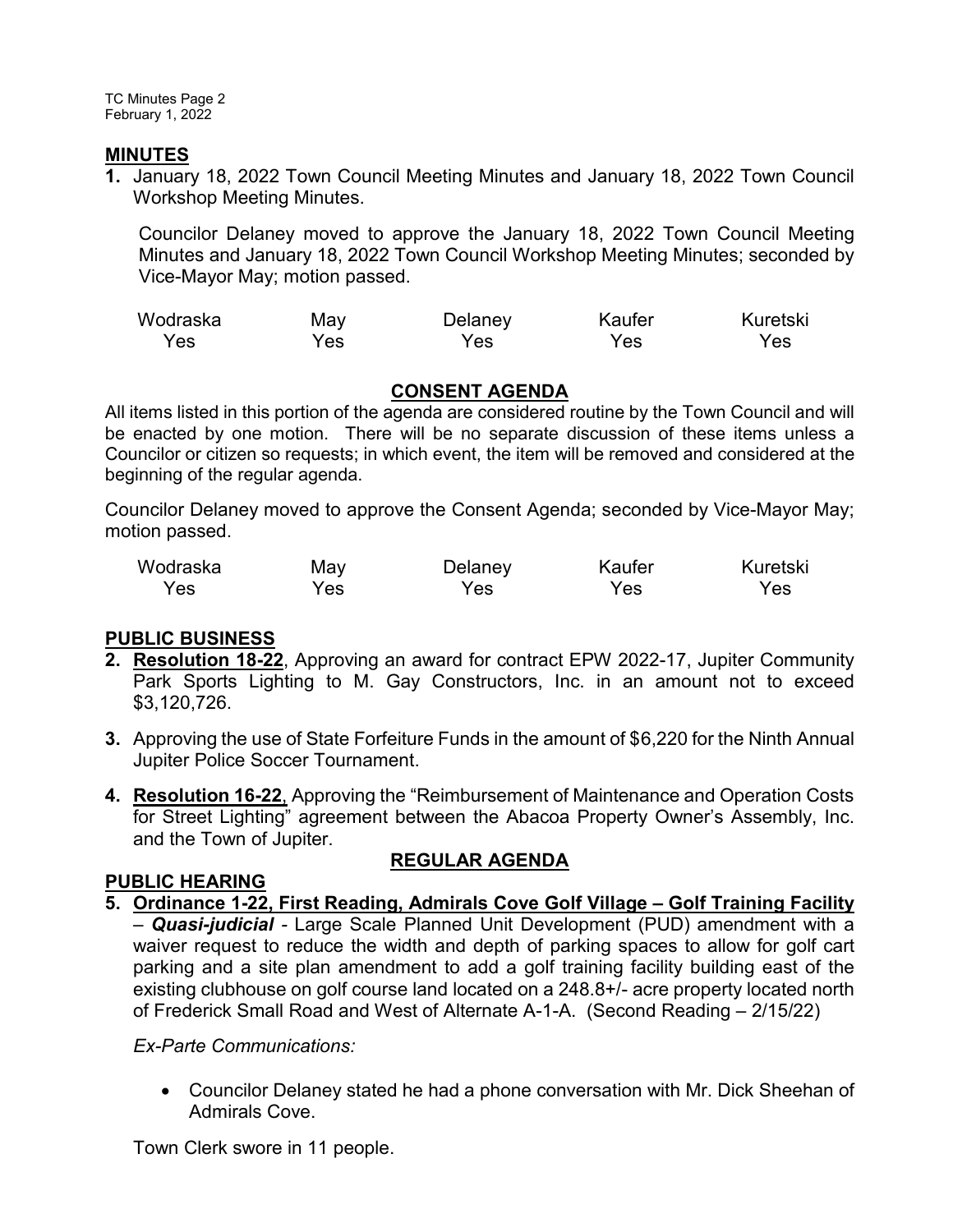## MINUTES

**1.** January 18, 2022 Town Council Meeting Minutes and January 18, 2022 Town Council Workshop Meeting Minutes.

Councilor Delaney moved to approve the January 18, 2022 Town Council Meeting Minutes and January 18, 2022 Town Council Workshop Meeting Minutes; seconded by Vice-Mayor May; motion passed.

| Wodraska | May | Delaney | Kaufer | Kuretski |
|---|---|---|---|---|
| Yes | Yes | Yes | Yes | Yes |

## CONSENT AGENDA

All items listed in this portion of the agenda are considered routine by the Town Council and will be enacted by one motion. There will be no separate discussion of these items unless a Councilor or citizen so requests; in which event, the item will be removed and considered at the beginning of the regular agenda.

Councilor Delaney moved to approve the Consent Agenda; seconded by Vice-Mayor May; motion passed.

| Wodraska | May | Delaney | Kaufer | Kuretski |
|---|---|---|---|---|
| Yes | Yes | Yes | Yes | Yes |

## PUBLIC BUSINESS

**2.** **Resolution 18-22**, Approving an award for contract EPW 2022-17, Jupiter Community Park Sports Lighting to M. Gay Constructors, Inc. in an amount not to exceed $3,120,726.

**3.** Approving the use of State Forfeiture Funds in the amount of $6,220 for the Ninth Annual Jupiter Police Soccer Tournament.

**4.** **Resolution 16-22**, Approving the "Reimbursement of Maintenance and Operation Costs for Street Lighting" agreement between the Abacoa Property Owner's Assembly, Inc. and the Town of Jupiter.

## REGULAR AGENDA

## PUBLIC HEARING

**5.** **Ordinance 1-22, First Reading, Admirals Cove Golf Village – Golf Training Facility** – ***Quasi-judicial*** - Large Scale Planned Unit Development (PUD) amendment with a waiver request to reduce the width and depth of parking spaces to allow for golf cart parking and a site plan amendment to add a golf training facility building east of the existing clubhouse on golf course land located on a 248.8+/- acre property located north of Frederick Small Road and West of Alternate A-1-A. (Second Reading – 2/15/22)

*Ex-Parte Communications:*

- Councilor Delaney stated he had a phone conversation with Mr. Dick Sheehan of Admirals Cove.

Town Clerk swore in 11 people.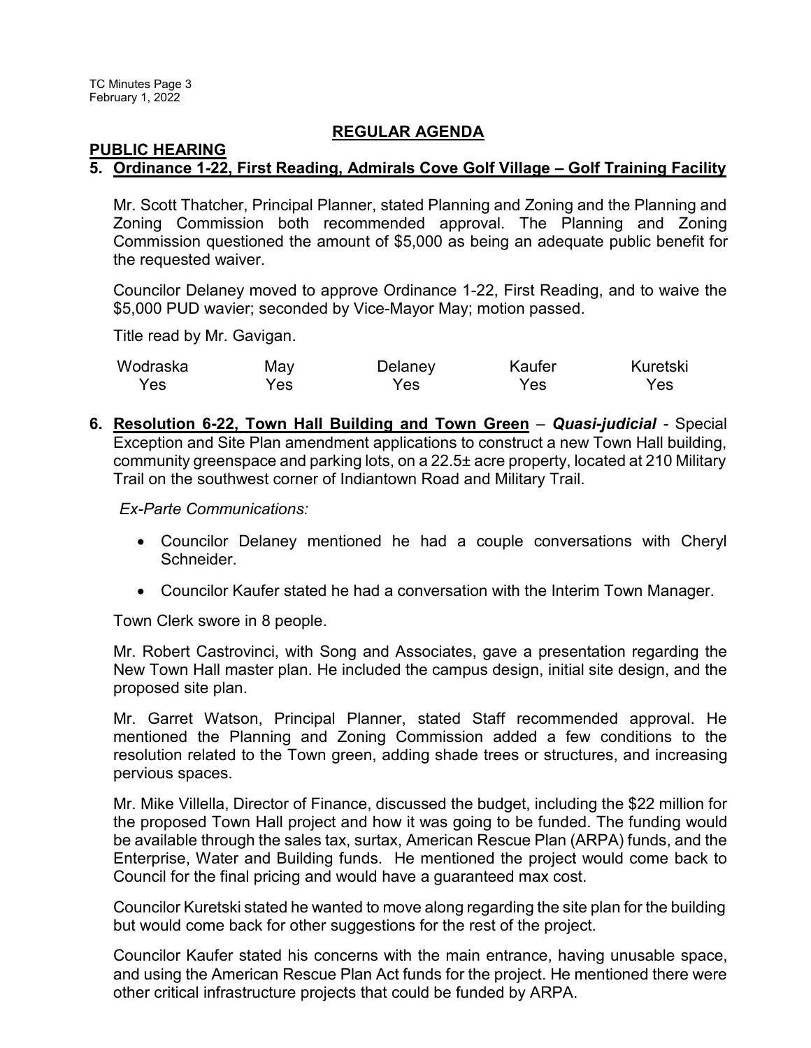## REGULAR AGENDA

### PUBLIC HEARING

**5. Ordinance 1-22, First Reading, Admirals Cove Golf Village – Golf Training Facility**

Mr. Scott Thatcher, Principal Planner, stated Planning and Zoning and the Planning and Zoning Commission both recommended approval. The Planning and Zoning Commission questioned the amount of $5,000 as being an adequate public benefit for the requested waiver.

Councilor Delaney moved to approve Ordinance 1-22, First Reading, and to waive the $5,000 PUD wavier; seconded by Vice-Mayor May; motion passed.

Title read by Mr. Gavigan.

| Wodraska | May | Delaney | Kaufer | Kuretski |
|---|---|---|---|---|
| Yes | Yes | Yes | Yes | Yes |

**6. Resolution 6-22, Town Hall Building and Town Green** – ***Quasi-judicial*** - Special Exception and Site Plan amendment applications to construct a new Town Hall building, community greenspace and parking lots, on a 22.5± acre property, located at 210 Military Trail on the southwest corner of Indiantown Road and Military Trail.

*Ex-Parte Communications:*

- Councilor Delaney mentioned he had a couple conversations with Cheryl Schneider.
- Councilor Kaufer stated he had a conversation with the Interim Town Manager.

Town Clerk swore in 8 people.

Mr. Robert Castrovinci, with Song and Associates, gave a presentation regarding the New Town Hall master plan. He included the campus design, initial site design, and the proposed site plan.

Mr. Garret Watson, Principal Planner, stated Staff recommended approval. He mentioned the Planning and Zoning Commission added a few conditions to the resolution related to the Town green, adding shade trees or structures, and increasing pervious spaces.

Mr. Mike Villella, Director of Finance, discussed the budget, including the $22 million for the proposed Town Hall project and how it was going to be funded. The funding would be available through the sales tax, surtax, American Rescue Plan (ARPA) funds, and the Enterprise, Water and Building funds. He mentioned the project would come back to Council for the final pricing and would have a guaranteed max cost.

Councilor Kuretski stated he wanted to move along regarding the site plan for the building but would come back for other suggestions for the rest of the project.

Councilor Kaufer stated his concerns with the main entrance, having unusable space, and using the American Rescue Plan Act funds for the project. He mentioned there were other critical infrastructure projects that could be funded by ARPA.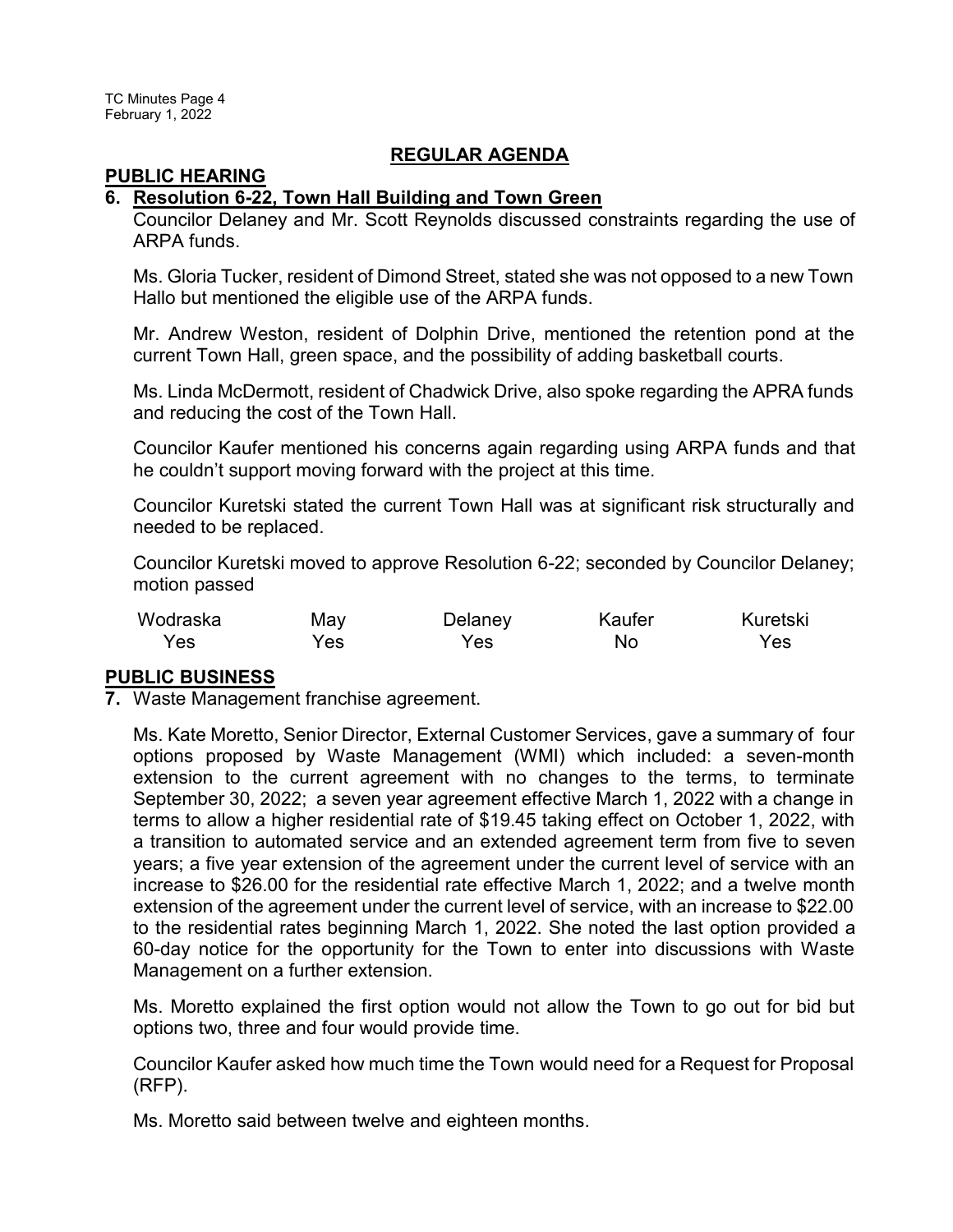## REGULAR AGENDA

### PUBLIC HEARING

**6. Resolution 6-22, Town Hall Building and Town Green**

Councilor Delaney and Mr. Scott Reynolds discussed constraints regarding the use of ARPA funds.

Ms. Gloria Tucker, resident of Dimond Street, stated she was not opposed to a new Town Hallo but mentioned the eligible use of the ARPA funds.

Mr. Andrew Weston, resident of Dolphin Drive, mentioned the retention pond at the current Town Hall, green space, and the possibility of adding basketball courts.

Ms. Linda McDermott, resident of Chadwick Drive, also spoke regarding the APRA funds and reducing the cost of the Town Hall.

Councilor Kaufer mentioned his concerns again regarding using ARPA funds and that he couldn't support moving forward with the project at this time.

Councilor Kuretski stated the current Town Hall was at significant risk structurally and needed to be replaced.

Councilor Kuretski moved to approve Resolution 6-22; seconded by Councilor Delaney; motion passed

| Wodraska | May | Delaney | Kaufer | Kuretski |
|---|---|---|---|---|
| Yes | Yes | Yes | No | Yes |

### PUBLIC BUSINESS

**7.** Waste Management franchise agreement.

Ms. Kate Moretto, Senior Director, External Customer Services, gave a summary of four options proposed by Waste Management (WMI) which included: a seven-month extension to the current agreement with no changes to the terms, to terminate September 30, 2022; a seven year agreement effective March 1, 2022 with a change in terms to allow a higher residential rate of $19.45 taking effect on October 1, 2022, with a transition to automated service and an extended agreement term from five to seven years; a five year extension of the agreement under the current level of service with an increase to $26.00 for the residential rate effective March 1, 2022; and a twelve month extension of the agreement under the current level of service, with an increase to $22.00 to the residential rates beginning March 1, 2022. She noted the last option provided a 60-day notice for the opportunity for the Town to enter into discussions with Waste Management on a further extension.

Ms. Moretto explained the first option would not allow the Town to go out for bid but options two, three and four would provide time.

Councilor Kaufer asked how much time the Town would need for a Request for Proposal (RFP).

Ms. Moretto said between twelve and eighteen months.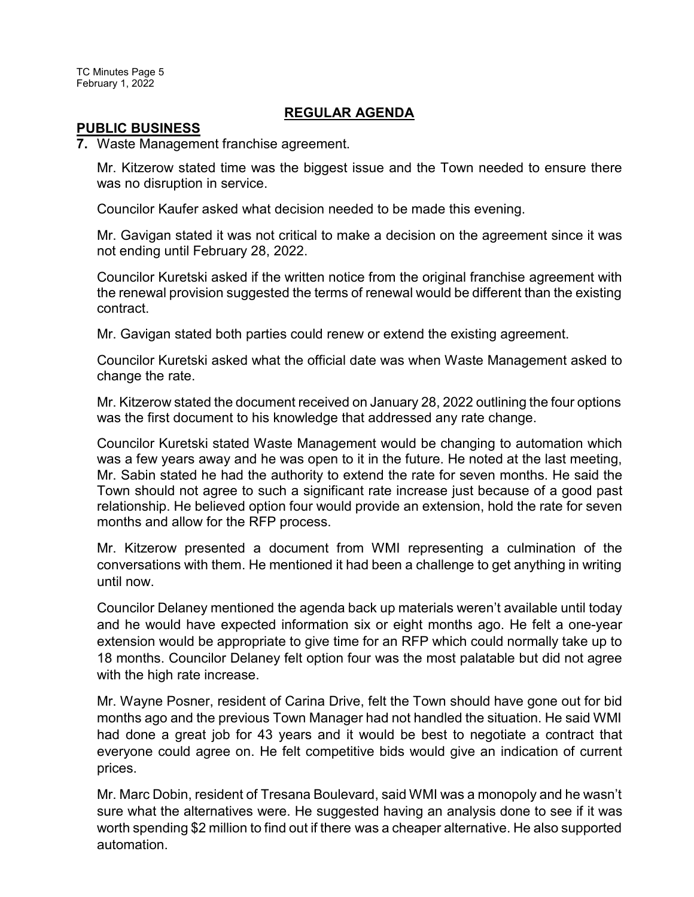## REGULAR AGENDA

### PUBLIC BUSINESS

**7.** Waste Management franchise agreement.

Mr. Kitzerow stated time was the biggest issue and the Town needed to ensure there was no disruption in service.

Councilor Kaufer asked what decision needed to be made this evening.

Mr. Gavigan stated it was not critical to make a decision on the agreement since it was not ending until February 28, 2022.

Councilor Kuretski asked if the written notice from the original franchise agreement with the renewal provision suggested the terms of renewal would be different than the existing contract.

Mr. Gavigan stated both parties could renew or extend the existing agreement.

Councilor Kuretski asked what the official date was when Waste Management asked to change the rate.

Mr. Kitzerow stated the document received on January 28, 2022 outlining the four options was the first document to his knowledge that addressed any rate change.

Councilor Kuretski stated Waste Management would be changing to automation which was a few years away and he was open to it in the future. He noted at the last meeting, Mr. Sabin stated he had the authority to extend the rate for seven months. He said the Town should not agree to such a significant rate increase just because of a good past relationship. He believed option four would provide an extension, hold the rate for seven months and allow for the RFP process.

Mr. Kitzerow presented a document from WMI representing a culmination of the conversations with them. He mentioned it had been a challenge to get anything in writing until now.

Councilor Delaney mentioned the agenda back up materials weren't available until today and he would have expected information six or eight months ago. He felt a one-year extension would be appropriate to give time for an RFP which could normally take up to 18 months. Councilor Delaney felt option four was the most palatable but did not agree with the high rate increase.

Mr. Wayne Posner, resident of Carina Drive, felt the Town should have gone out for bid months ago and the previous Town Manager had not handled the situation. He said WMI had done a great job for 43 years and it would be best to negotiate a contract that everyone could agree on. He felt competitive bids would give an indication of current prices.

Mr. Marc Dobin, resident of Tresana Boulevard, said WMI was a monopoly and he wasn't sure what the alternatives were. He suggested having an analysis done to see if it was worth spending $2 million to find out if there was a cheaper alternative. He also supported automation.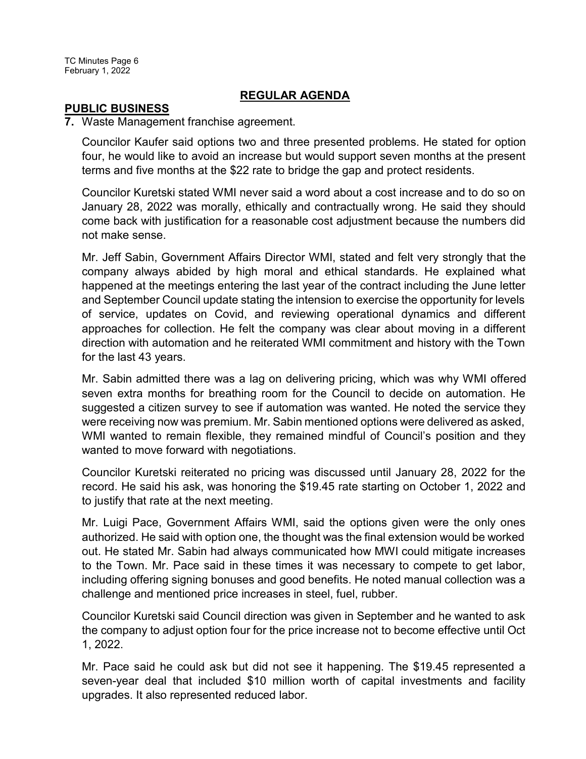## REGULAR AGENDA

### PUBLIC BUSINESS

**7.** Waste Management franchise agreement.

Councilor Kaufer said options two and three presented problems. He stated for option four, he would like to avoid an increase but would support seven months at the present terms and five months at the $22 rate to bridge the gap and protect residents.

Councilor Kuretski stated WMI never said a word about a cost increase and to do so on January 28, 2022 was morally, ethically and contractually wrong. He said they should come back with justification for a reasonable cost adjustment because the numbers did not make sense.

Mr. Jeff Sabin, Government Affairs Director WMI, stated and felt very strongly that the company always abided by high moral and ethical standards. He explained what happened at the meetings entering the last year of the contract including the June letter and September Council update stating the intension to exercise the opportunity for levels of service, updates on Covid, and reviewing operational dynamics and different approaches for collection. He felt the company was clear about moving in a different direction with automation and he reiterated WMI commitment and history with the Town for the last 43 years.

Mr. Sabin admitted there was a lag on delivering pricing, which was why WMI offered seven extra months for breathing room for the Council to decide on automation. He suggested a citizen survey to see if automation was wanted. He noted the service they were receiving now was premium. Mr. Sabin mentioned options were delivered as asked, WMI wanted to remain flexible, they remained mindful of Council's position and they wanted to move forward with negotiations.

Councilor Kuretski reiterated no pricing was discussed until January 28, 2022 for the record. He said his ask, was honoring the $19.45 rate starting on October 1, 2022 and to justify that rate at the next meeting.

Mr. Luigi Pace, Government Affairs WMI, said the options given were the only ones authorized. He said with option one, the thought was the final extension would be worked out. He stated Mr. Sabin had always communicated how MWI could mitigate increases to the Town. Mr. Pace said in these times it was necessary to compete to get labor, including offering signing bonuses and good benefits. He noted manual collection was a challenge and mentioned price increases in steel, fuel, rubber.

Councilor Kuretski said Council direction was given in September and he wanted to ask the company to adjust option four for the price increase not to become effective until Oct 1, 2022.

Mr. Pace said he could ask but did not see it happening. The $19.45 represented a seven-year deal that included $10 million worth of capital investments and facility upgrades. It also represented reduced labor.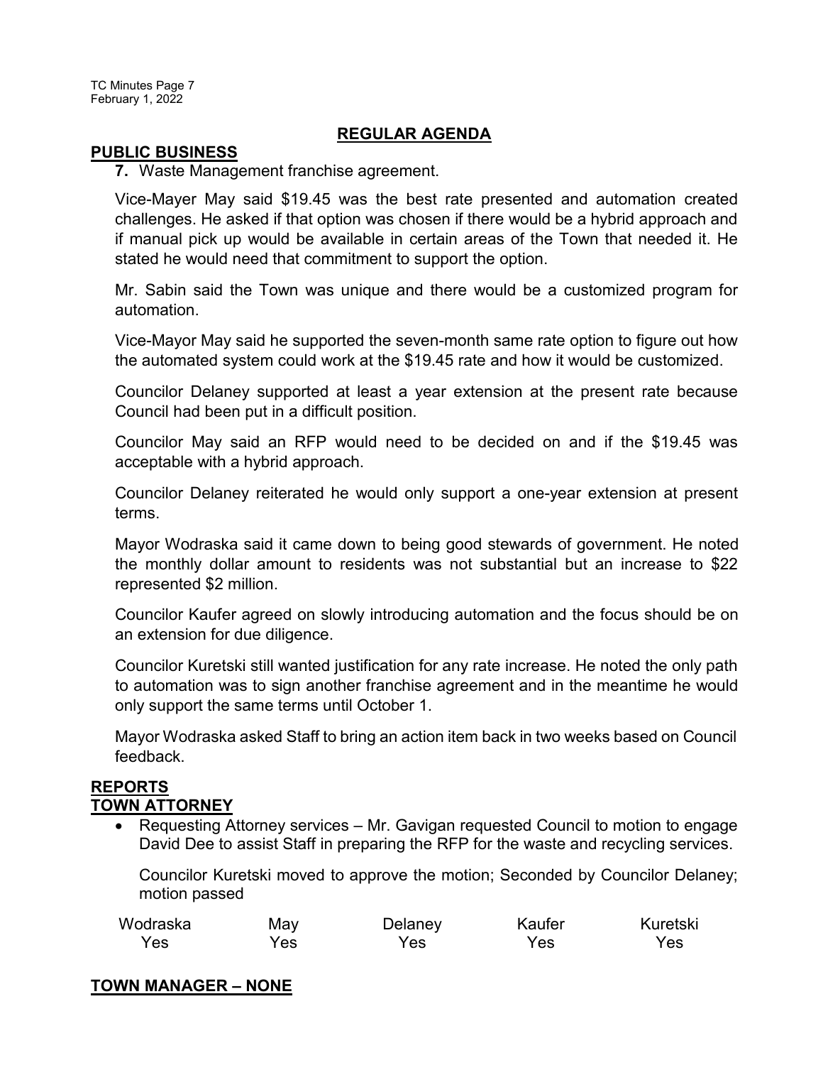## REGULAR AGENDA

### PUBLIC BUSINESS

**7.** Waste Management franchise agreement.

Vice-Mayer May said $19.45 was the best rate presented and automation created challenges. He asked if that option was chosen if there would be a hybrid approach and if manual pick up would be available in certain areas of the Town that needed it. He stated he would need that commitment to support the option.

Mr. Sabin said the Town was unique and there would be a customized program for automation.

Vice-Mayor May said he supported the seven-month same rate option to figure out how the automated system could work at the $19.45 rate and how it would be customized.

Councilor Delaney supported at least a year extension at the present rate because Council had been put in a difficult position.

Councilor May said an RFP would need to be decided on and if the $19.45 was acceptable with a hybrid approach.

Councilor Delaney reiterated he would only support a one-year extension at present terms.

Mayor Wodraska said it came down to being good stewards of government. He noted the monthly dollar amount to residents was not substantial but an increase to $22 represented $2 million.

Councilor Kaufer agreed on slowly introducing automation and the focus should be on an extension for due diligence.

Councilor Kuretski still wanted justification for any rate increase. He noted the only path to automation was to sign another franchise agreement and in the meantime he would only support the same terms until October 1.

Mayor Wodraska asked Staff to bring an action item back in two weeks based on Council feedback.

### REPORTS

### TOWN ATTORNEY

- Requesting Attorney services – Mr. Gavigan requested Council to motion to engage David Dee to assist Staff in preparing the RFP for the waste and recycling services.

  Councilor Kuretski moved to approve the motion; Seconded by Councilor Delaney; motion passed

| Wodraska | May | Delaney | Kaufer | Kuretski |
|---|---|---|---|---|
| Yes | Yes | Yes | Yes | Yes |

### TOWN MANAGER – NONE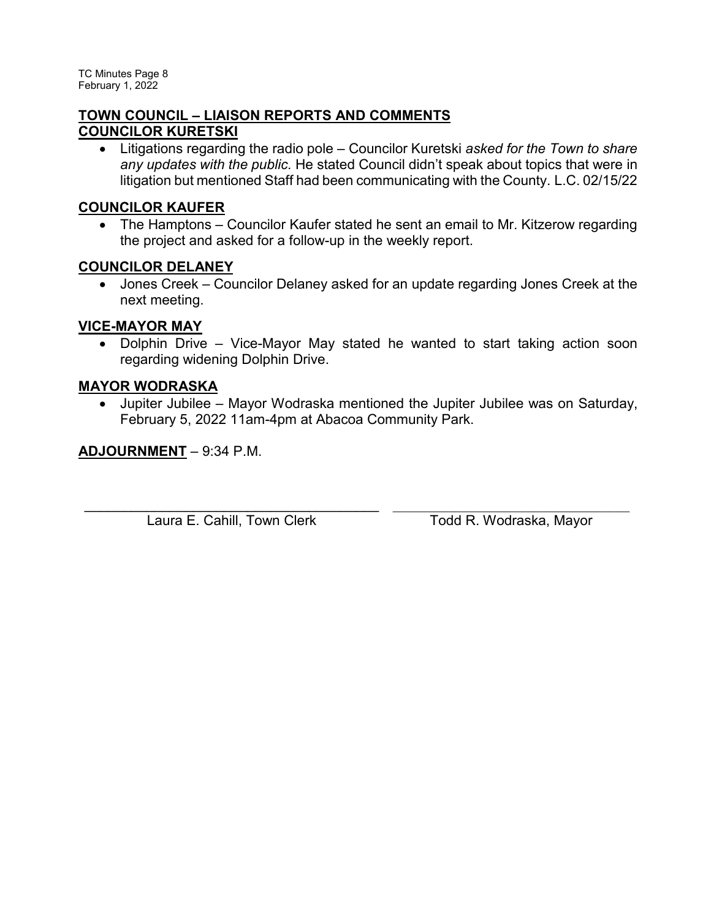## TOWN COUNCIL – LIAISON REPORTS AND COMMENTS

### COUNCILOR KURETSKI

- Litigations regarding the radio pole – Councilor Kuretski *asked for the Town to share any updates with the public.* He stated Council didn't speak about topics that were in litigation but mentioned Staff had been communicating with the County. L.C. 02/15/22

### COUNCILOR KAUFER

- The Hamptons – Councilor Kaufer stated he sent an email to Mr. Kitzerow regarding the project and asked for a follow-up in the weekly report.

### COUNCILOR DELANEY

- Jones Creek – Councilor Delaney asked for an update regarding Jones Creek at the next meeting.

### VICE-MAYOR MAY

- Dolphin Drive – Vice-Mayor May stated he wanted to start taking action soon regarding widening Dolphin Drive.

### MAYOR WODRASKA

- Jupiter Jubilee – Mayor Wodraska mentioned the Jupiter Jubilee was on Saturday, February 5, 2022 11am-4pm at Abacoa Community Park.

**ADJOURNMENT** – 9:34 P.M.

_______________________________________ _______________________________

Laura E. Cahill, Town Clerk Todd R. Wodraska, Mayor